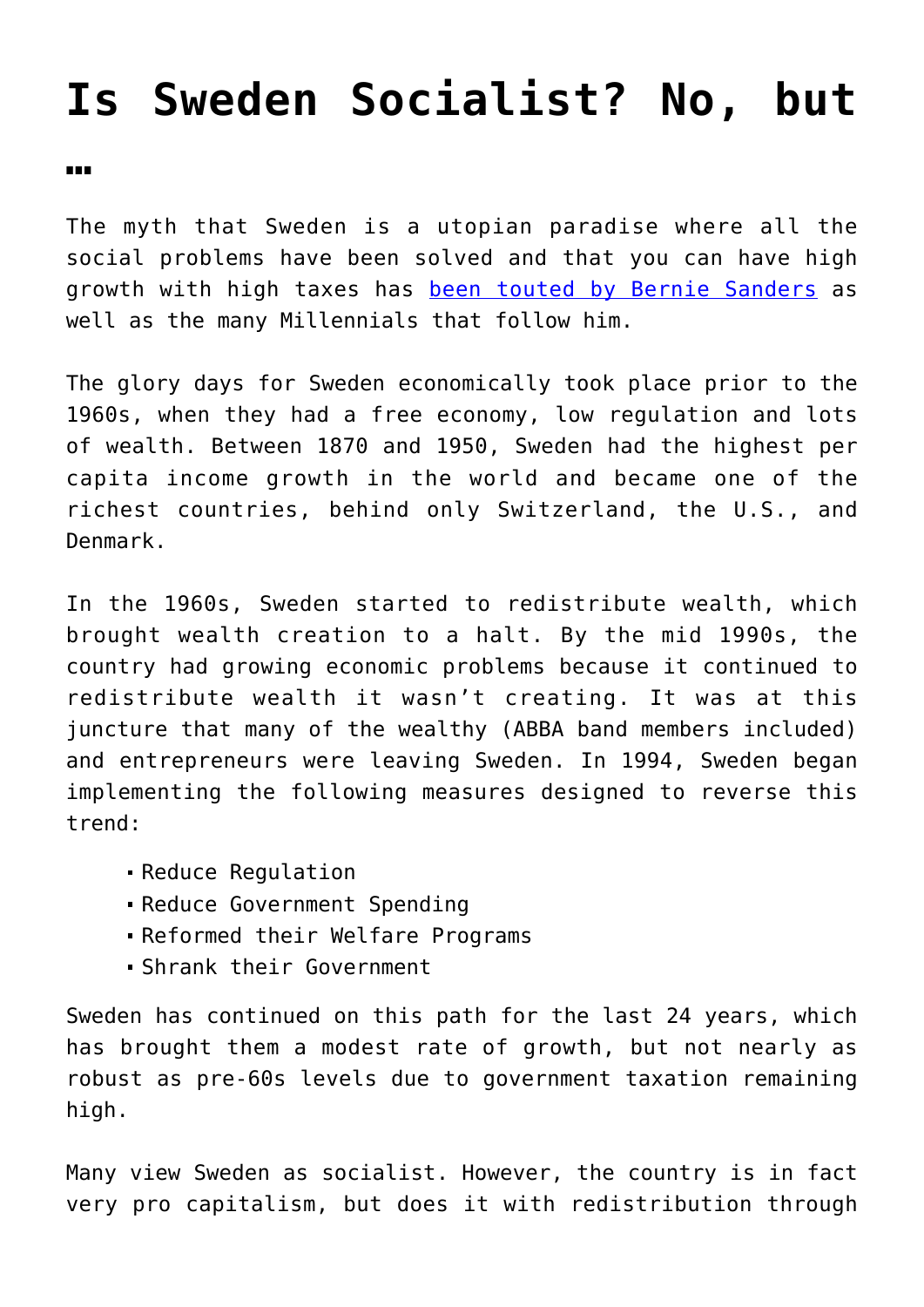# Is Sweden Socialist? No, but …

The myth that Sweden is a utopian paradise where all the social problems have been solved and that you can have high growth with high taxes has been touted by Bernie Sanders as well as the many Millennials that follow him.

The glory days for Sweden economically took place prior to the 1960s, when they had a free economy, low regulation and lots of wealth. Between 1870 and 1950, Sweden had the highest per capita income growth in the world and became one of the richest countries, behind only Switzerland, the U.S., and Denmark.

In the 1960s, Sweden started to redistribute wealth, which brought wealth creation to a halt. By the mid 1990s, the country had growing economic problems because it continued to redistribute wealth it wasn't creating. It was at this juncture that many of the wealthy (ABBA band members included) and entrepreneurs were leaving Sweden. In 1994, Sweden began implementing the following measures designed to reverse this trend:

- Reduce Regulation
- Reduce Government Spending
- Reformed their Welfare Programs
- Shrank their Government

Sweden has continued on this path for the last 24 years, which has brought them a modest rate of growth, but not nearly as robust as pre-60s levels due to government taxation remaining high.

Many view Sweden as socialist. However, the country is in fact very pro capitalism, but does it with redistribution through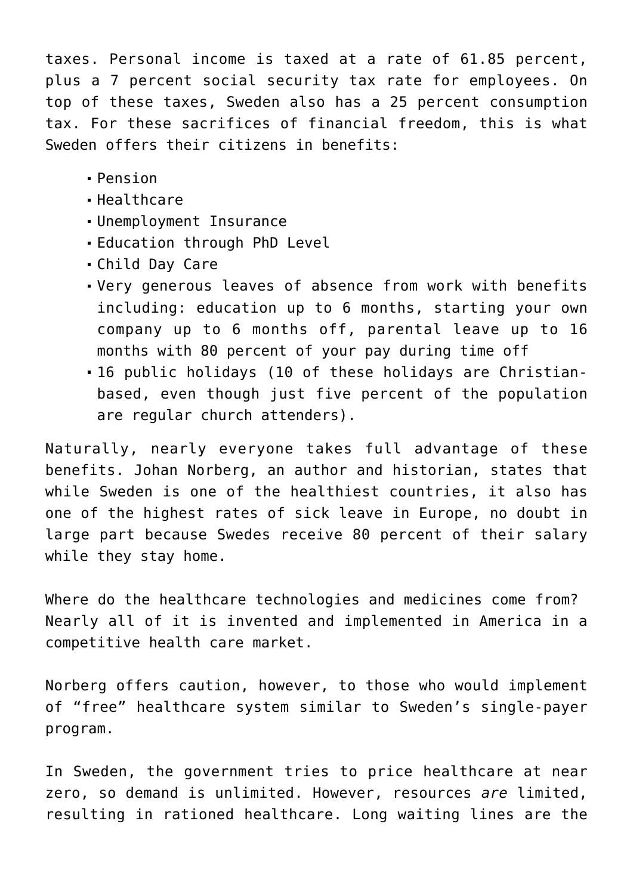taxes. Personal income is taxed at a rate of 61.85 percent, plus a 7 percent social security tax rate for employees. On top of these taxes, Sweden also has a 25 percent consumption tax. For these sacrifices of financial freedom, this is what Sweden offers their citizens in benefits:

- Pension
- Healthcare
- Unemployment Insurance
- Education through PhD Level
- Child Day Care
- Very generous leaves of absence from work with benefits including: education up to 6 months, starting your own company up to 6 months off, parental leave up to 16 months with 80 percent of your pay during time off
- 16 public holidays (10 of these holidays are Christian-based, even though just five percent of the population are regular church attenders).

Naturally, nearly everyone takes full advantage of these benefits. Johan Norberg, an author and historian, states that while Sweden is one of the healthiest countries, it also has one of the highest rates of sick leave in Europe, no doubt in large part because Swedes receive 80 percent of their salary while they stay home.

Where do the healthcare technologies and medicines come from? Nearly all of it is invented and implemented in America in a competitive health care market.

Norberg offers caution, however, to those who would implement of "free" healthcare system similar to Sweden's single-payer program.

In Sweden, the government tries to price healthcare at near zero, so demand is unlimited. However, resources *are* limited, resulting in rationed healthcare. Long waiting lines are the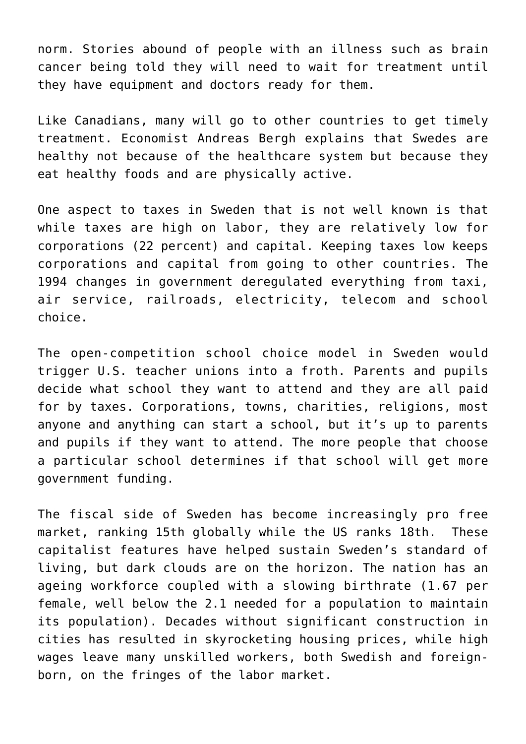norm. Stories abound of people with an illness such as brain cancer being told they will need to wait for treatment until they have equipment and doctors ready for them.

Like Canadians, many will go to other countries to get timely treatment. Economist Andreas Bergh explains that Swedes are healthy not because of the healthcare system but because they eat healthy foods and are physically active.

One aspect to taxes in Sweden that is not well known is that while taxes are high on labor, they are relatively low for corporations (22 percent) and capital. Keeping taxes low keeps corporations and capital from going to other countries. The 1994 changes in government deregulated everything from taxi, air service, railroads, electricity, telecom and school choice.

The open-competition school choice model in Sweden would trigger U.S. teacher unions into a froth. Parents and pupils decide what school they want to attend and they are all paid for by taxes. Corporations, towns, charities, religions, most anyone and anything can start a school, but it's up to parents and pupils if they want to attend. The more people that choose a particular school determines if that school will get more government funding.

The fiscal side of Sweden has become increasingly pro free market, ranking 15th globally while the US ranks 18th. These capitalist features have helped sustain Sweden's standard of living, but dark clouds are on the horizon. The nation has an ageing workforce coupled with a slowing birthrate (1.67 per female, well below the 2.1 needed for a population to maintain its population). Decades without significant construction in cities has resulted in skyrocketing housing prices, while high wages leave many unskilled workers, both Swedish and foreign-born, on the fringes of the labor market.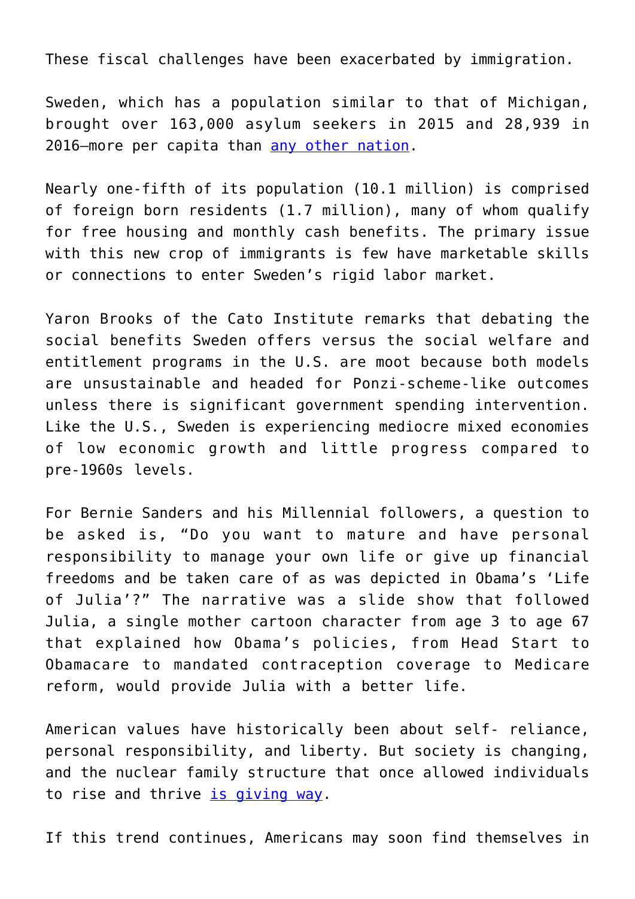These fiscal challenges have been exacerbated by immigration.

Sweden, which has a population similar to that of Michigan, brought over 163,000 asylum seekers in 2015 and 28,939 in 2016—more per capita than any other nation.

Nearly one-fifth of its population (10.1 million) is comprised of foreign born residents (1.7 million), many of whom qualify for free housing and monthly cash benefits. The primary issue with this new crop of immigrants is few have marketable skills or connections to enter Sweden's rigid labor market.

Yaron Brooks of the Cato Institute remarks that debating the social benefits Sweden offers versus the social welfare and entitlement programs in the U.S. are moot because both models are unsustainable and headed for Ponzi-scheme-like outcomes unless there is significant government spending intervention. Like the U.S., Sweden is experiencing mediocre mixed economies of low economic growth and little progress compared to pre-1960s levels.

For Bernie Sanders and his Millennial followers, a question to be asked is, "Do you want to mature and have personal responsibility to manage your own life or give up financial freedoms and be taken care of as was depicted in Obama's 'Life of Julia'?" The narrative was a slide show that followed Julia, a single mother cartoon character from age 3 to age 67 that explained how Obama's policies, from Head Start to Obamacare to mandated contraception coverage to Medicare reform, would provide Julia with a better life.

American values have historically been about self- reliance, personal responsibility, and liberty. But society is changing, and the nuclear family structure that once allowed individuals to rise and thrive is giving way.

If this trend continues, Americans may soon find themselves in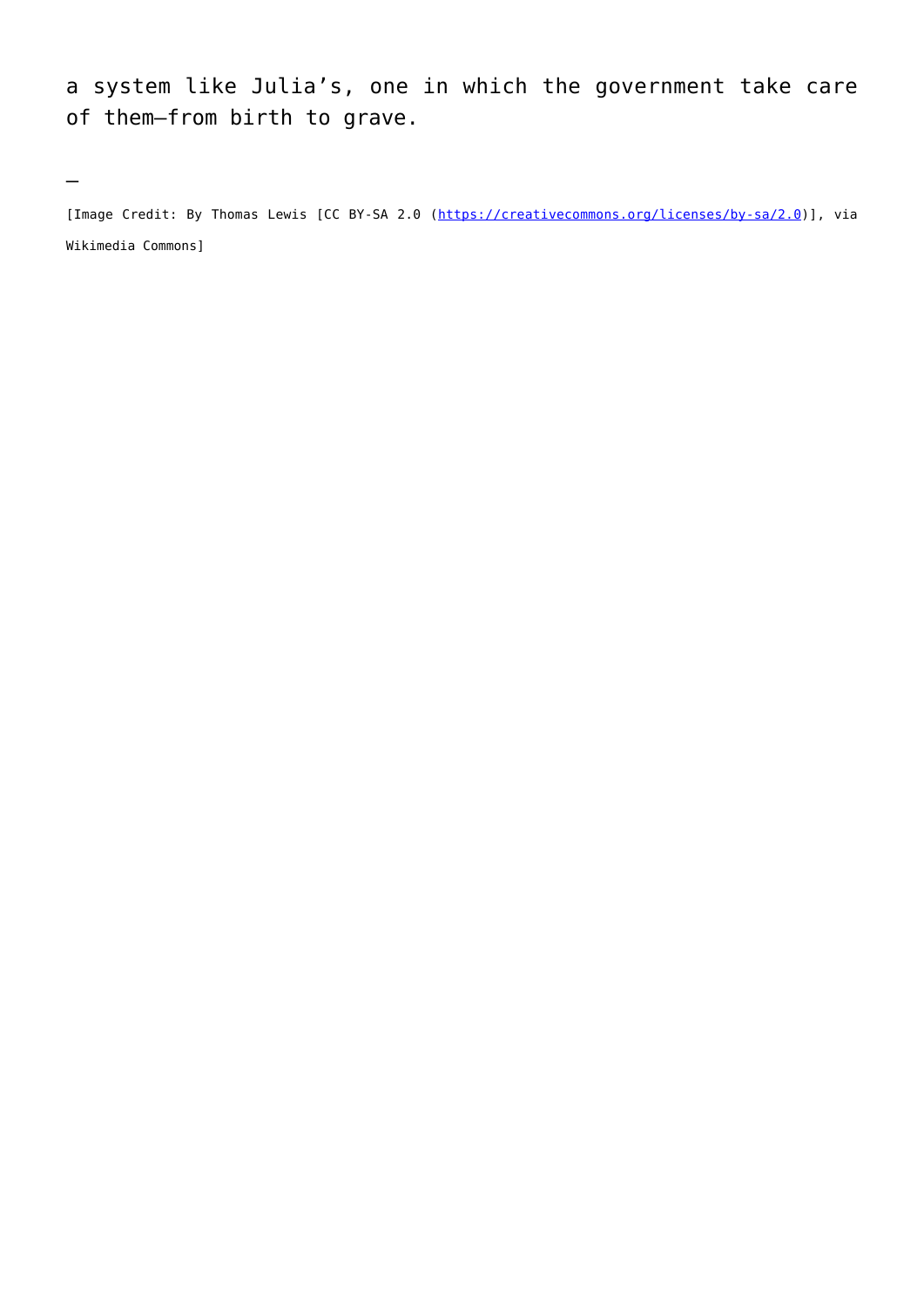a system like Julia's, one in which the government take care of them—from birth to grave.

—

[Image Credit: By Thomas Lewis [CC BY-SA 2.0 (https://creativecommons.org/licenses/by-sa/2.0)], via Wikimedia Commons]